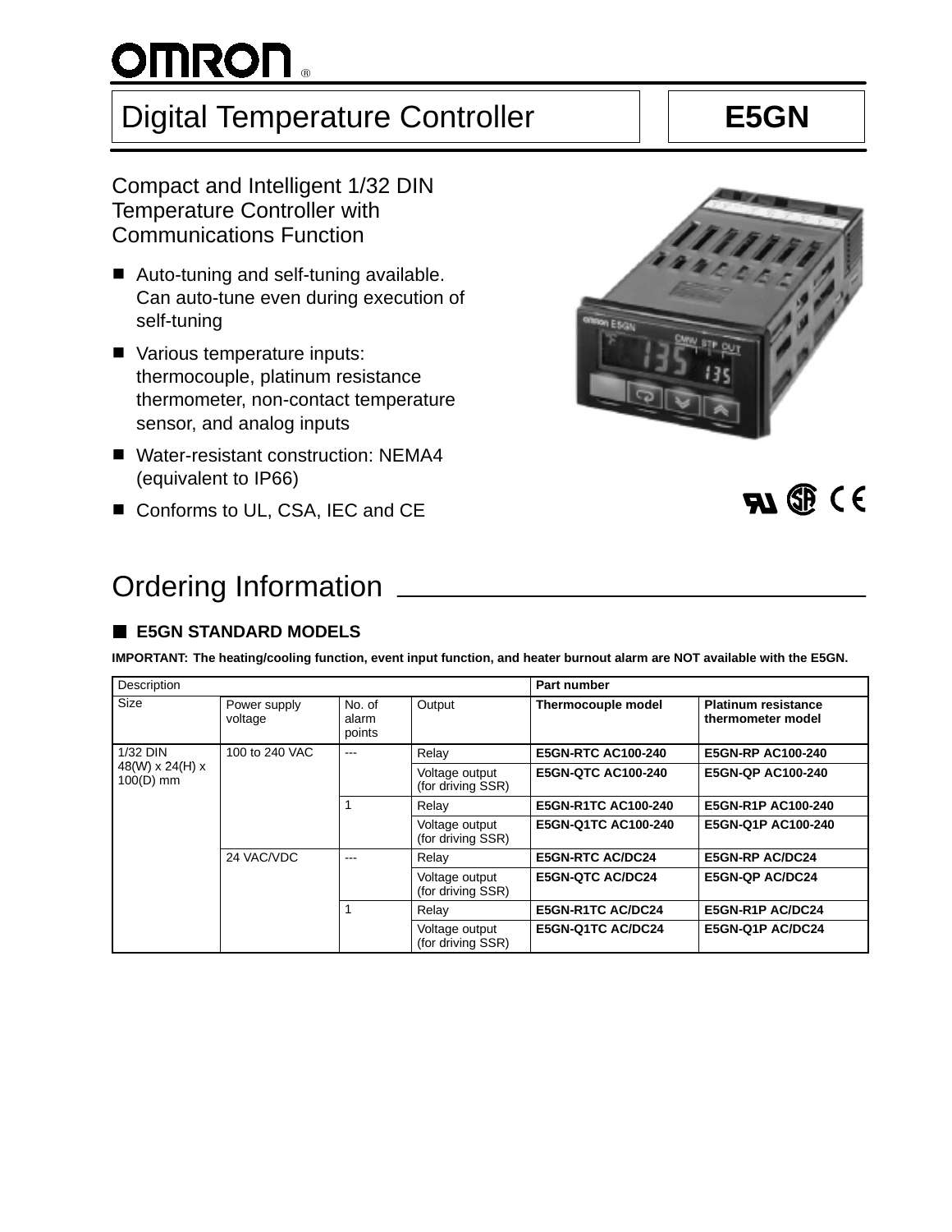# OMRON

# Digital Temperature Controller — E5GN

## Compact and Intelligent 1/32 DIN Temperature Controller with Communications Function

- Auto-tuning and self-tuning available. Can auto-tune even during execution of self-tuning
- Various temperature inputs: thermocouple, platinum resistance thermometer, non-contact temperature sensor, and analog inputs
- Water-resistant construction: NEMA4 (equivalent to IP66)
- Conforms to UL, CSA, IEC and CE

# Ordering Information

## E5GN STANDARD MODELS

**IMPORTANT: The heating/cooling function, event input function, and heater burnout alarm are NOT available with the E5GN.**

| Description | | | | Part number | |
|---|---|---|---|---|---|
| Size | Power supply voltage | No. of alarm points | Output | **Thermocouple model** | **Platinum resistance thermometer model** |
| 1/32 DIN 48(W) x 24(H) x 100(D) mm | 100 to 240 VAC | --- | Relay | **E5GN-RTC AC100-240** | **E5GN-RP AC100-240** |
| | | | Voltage output (for driving SSR) | **E5GN-QTC AC100-240** | **E5GN-QP AC100-240** |
| | | 1 | Relay | **E5GN-R1TC AC100-240** | **E5GN-R1P AC100-240** |
| | | | Voltage output (for driving SSR) | **E5GN-Q1TC AC100-240** | **E5GN-Q1P AC100-240** |
| | 24 VAC/VDC | --- | Relay | **E5GN-RTC AC/DC24** | **E5GN-RP AC/DC24** |
| | | | Voltage output (for driving SSR) | **E5GN-QTC AC/DC24** | **E5GN-QP AC/DC24** |
| | | 1 | Relay | **E5GN-R1TC AC/DC24** | **E5GN-R1P AC/DC24** |
| | | | Voltage output (for driving SSR) | **E5GN-Q1TC AC/DC24** | **E5GN-Q1P AC/DC24** |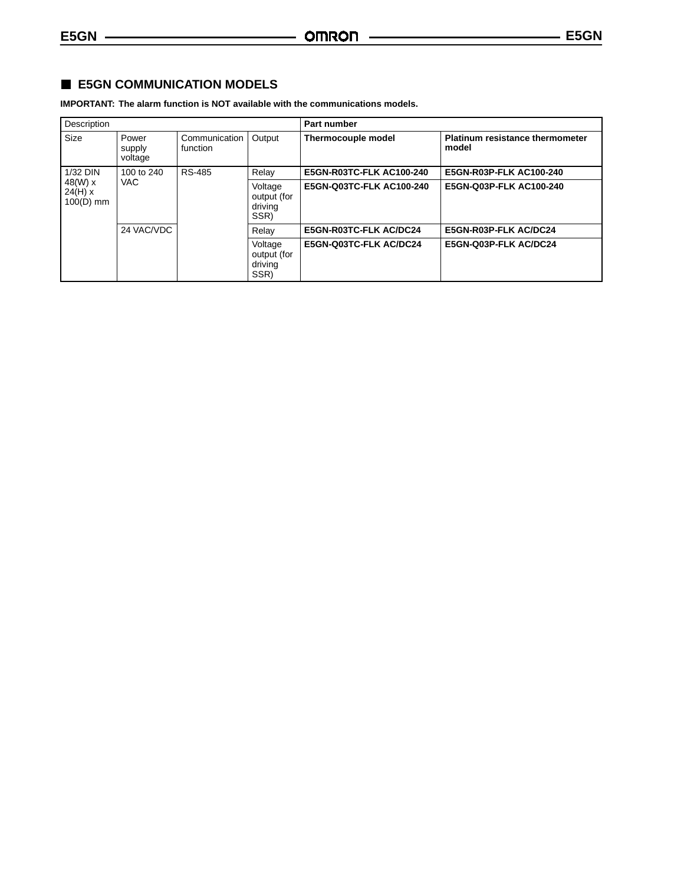## E5GN COMMUNICATION MODELS

**IMPORTANT: The alarm function is NOT available with the communications models.**

| Description | | | | Part number | |
|---|---|---|---|---|---|
| Size | Power supply voltage | Communication function | Output | **Thermocouple model** | **Platinum resistance thermometer model** |
| 1/32 DIN 48(W) x 24(H) x 100(D) mm | 100 to 240 VAC | RS-485 | Relay | **E5GN-R03TC-FLK AC100-240** | **E5GN-R03P-FLK AC100-240** |
| | | | Voltage output (for driving SSR) | **E5GN-Q03TC-FLK AC100-240** | **E5GN-Q03P-FLK AC100-240** |
| | 24 VAC/VDC | | Relay | **E5GN-R03TC-FLK AC/DC24** | **E5GN-R03P-FLK AC/DC24** |
| | | | Voltage output (for driving SSR) | **E5GN-Q03TC-FLK AC/DC24** | **E5GN-Q03P-FLK AC/DC24** |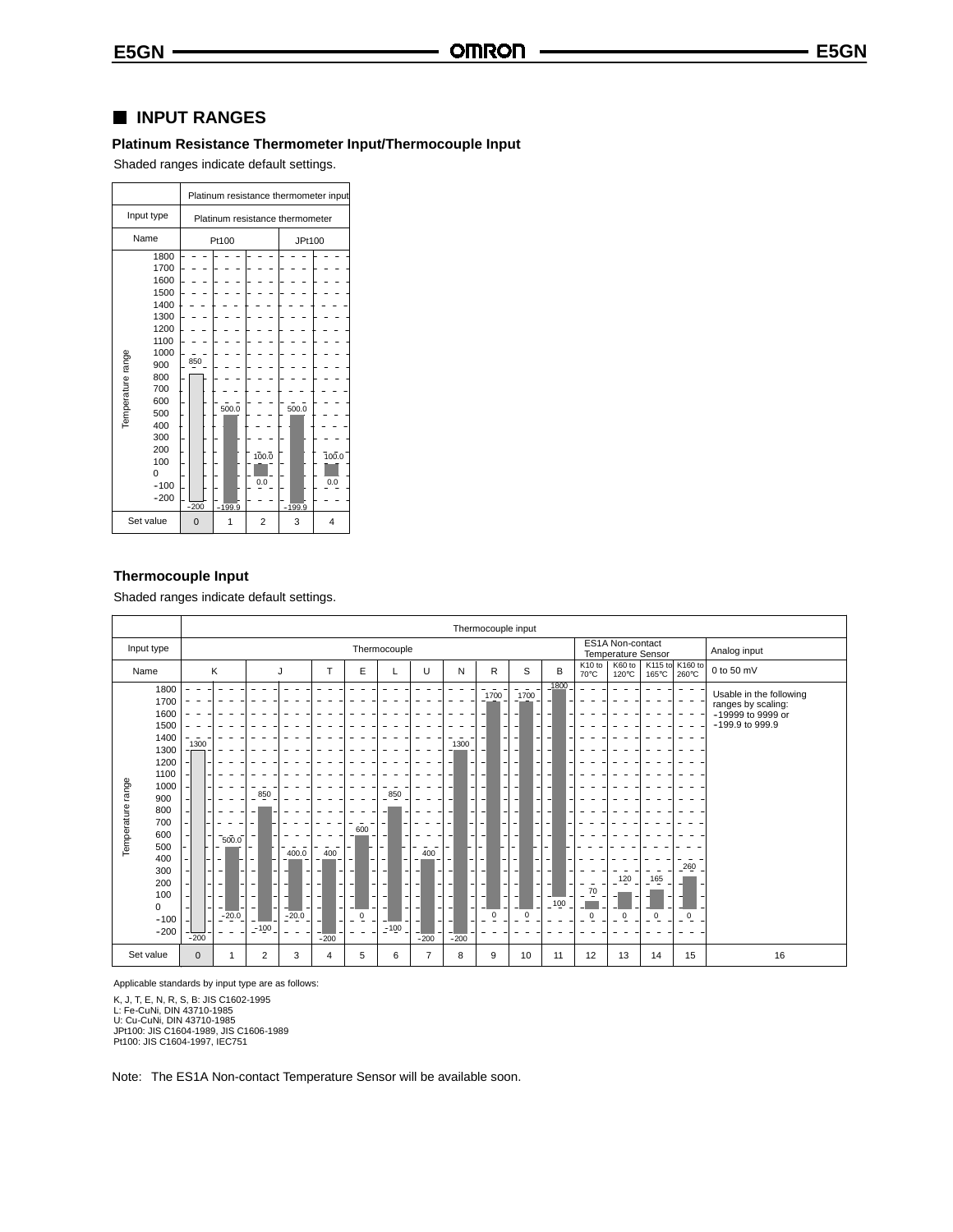## INPUT RANGES

### Platinum Resistance Thermometer Input/Thermocouple Input

Shaded ranges indicate default settings.

| | Platinum resistance thermometer input | | | | |
|---|---|---|---|---|---|
| Input type | Platinum resistance thermometer | | | | |
| Name | Pt100 | | | JPt100 | |
| Temperature range | −200 to 850 | −199.9 to 500.0 | 0.0 to 100.0 | −199.9 to 500.0 | 0.0 to 100.0 |
| Set value | 0 | 1 | 2 | 3 | 4 |

### Thermocouple Input

Shaded ranges indicate default settings.

| | Thermocouple input | | | | | | | | | | | | | | | | |
|---|---|---|---|---|---|---|---|---|---|---|---|---|---|---|---|---|---|
| Input type | Thermocouple | | | | | | | | | | | | ES1A Non-contact Temperature Sensor | | | | Analog input |
| Name | K | | J | | T | E | L | U | N | R | S | B | K10 to 70°C | K60 to 120°C | K115 to 165°C | K160 to 260°C | 0 to 50 mV |
| Temperature range | −200 to 1300 | −20.0 to 500.0 | −100 to 850 | −20.0 to 400.0 | −200 to 400 | 0 to 600 | −100 to 850 | −200 to 400 | −200 to 1300 | 0 to 1700 | 0 to 1700 | 100 to 1800 | 0 to 70 | 0 to 120 | 0 to 165 | 0 to 260 | Usable in the following ranges by scaling: −19999 to 9999 or −199.9 to 999.9 |
| Set value | 0 | 1 | 2 | 3 | 4 | 5 | 6 | 7 | 8 | 9 | 10 | 11 | 12 | 13 | 14 | 15 | 16 |

Applicable standards by input type are as follows:

K, J, T, E, N, R, S, B: JIS C1602-1995
L: Fe-CuNi, DIN 43710-1985
U: Cu-CuNi, DIN 43710-1985
JPt100: JIS C1604-1989, JIS C1606-1989
Pt100: JIS C1604-1997, IEC751

Note: The ES1A Non-contact Temperature Sensor will be available soon.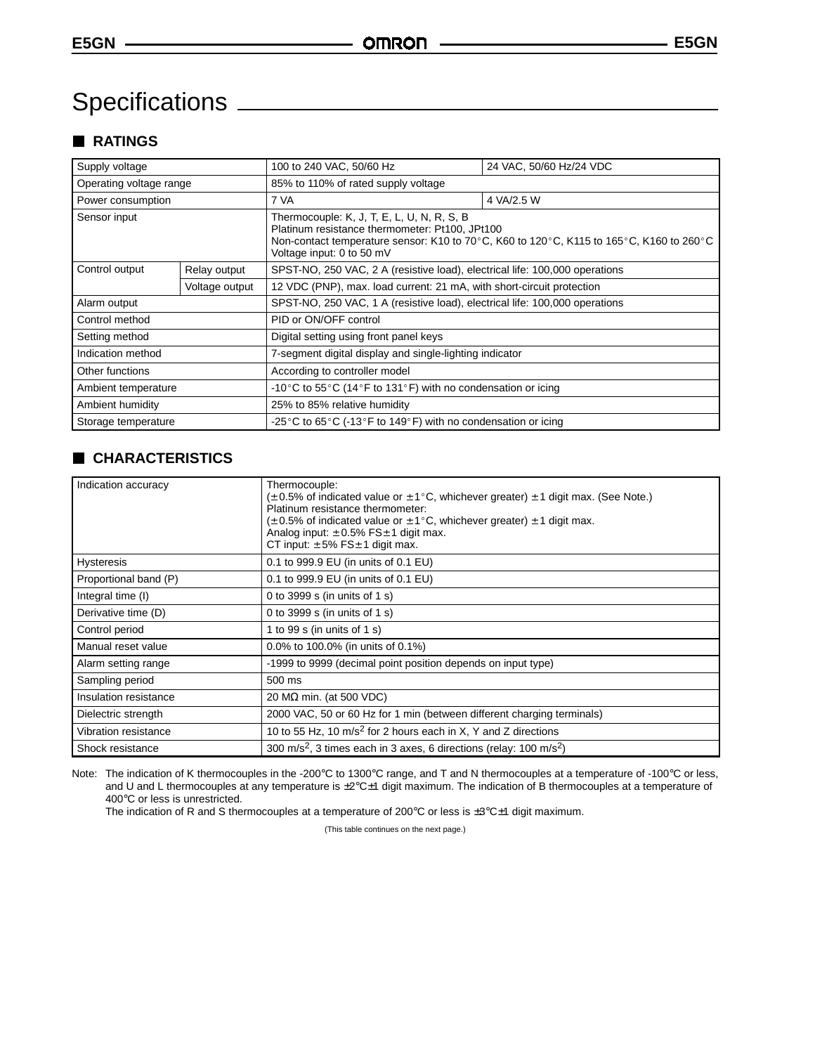# Specifications

## RATINGS

| | | | |
|---|---|---|---|
| Supply voltage | | 100 to 240 VAC, 50/60 Hz | 24 VAC, 50/60 Hz/24 VDC |
| Operating voltage range | | 85% to 110% of rated supply voltage | |
| Power consumption | | 7 VA | 4 VA/2.5 W |
| Sensor input | | Thermocouple: K, J, T, E, L, U, N, R, S, B<br>Platinum resistance thermometer: Pt100, JPt100<br>Non-contact temperature sensor: K10 to 70°C, K60 to 120°C, K115 to 165°C, K160 to 260°C<br>Voltage input: 0 to 50 mV | |
| Control output | Relay output | SPST-NO, 250 VAC, 2 A (resistive load), electrical life: 100,000 operations | |
| | Voltage output | 12 VDC (PNP), max. load current: 21 mA, with short-circuit protection | |
| Alarm output | | SPST-NO, 250 VAC, 1 A (resistive load), electrical life: 100,000 operations | |
| Control method | | PID or ON/OFF control | |
| Setting method | | Digital setting using front panel keys | |
| Indication method | | 7-segment digital display and single-lighting indicator | |
| Other functions | | According to controller model | |
| Ambient temperature | | -10°C to 55°C (14°F to 131°F) with no condensation or icing | |
| Ambient humidity | | 25% to 85% relative humidity | |
| Storage temperature | | -25°C to 65°C (-13°F to 149°F) with no condensation or icing | |

## CHARACTERISTICS

| | |
|---|---|
| Indication accuracy | Thermocouple:<br>(±0.5% of indicated value or ±1°C, whichever greater) ±1 digit max. (See Note.)<br>Platinum resistance thermometer:<br>(±0.5% of indicated value or ±1°C, whichever greater) ±1 digit max.<br>Analog input: ±0.5% FS±1 digit max.<br>CT input: ±5% FS±1 digit max. |
| Hysteresis | 0.1 to 999.9 EU (in units of 0.1 EU) |
| Proportional band (P) | 0.1 to 999.9 EU (in units of 0.1 EU) |
| Integral time (I) | 0 to 3999 s (in units of 1 s) |
| Derivative time (D) | 0 to 3999 s (in units of 1 s) |
| Control period | 1 to 99 s (in units of 1 s) |
| Manual reset value | 0.0% to 100.0% (in units of 0.1%) |
| Alarm setting range | -1999 to 9999 (decimal point position depends on input type) |
| Sampling period | 500 ms |
| Insulation resistance | 20 MΩ min. (at 500 VDC) |
| Dielectric strength | 2000 VAC, 50 or 60 Hz for 1 min (between different charging terminals) |
| Vibration resistance | 10 to 55 Hz, 10 $m/s^2$ for 2 hours each in X, Y and Z directions |
| Shock resistance | 300 $m/s^2$, 3 times each in 3 axes, 6 directions (relay: 100 $m/s^2$) |

Note: The indication of K thermocouples in the -200°C to 1300°C range, and T and N thermocouples at a temperature of -100°C or less, and U and L thermocouples at any temperature is ±2°C±1 digit maximum. The indication of B thermocouples at a temperature of 400°C or less is unrestricted.
The indication of R and S thermocouples at a temperature of 200°C or less is ±3°C±1 digit maximum.

(This table continues on the next page.)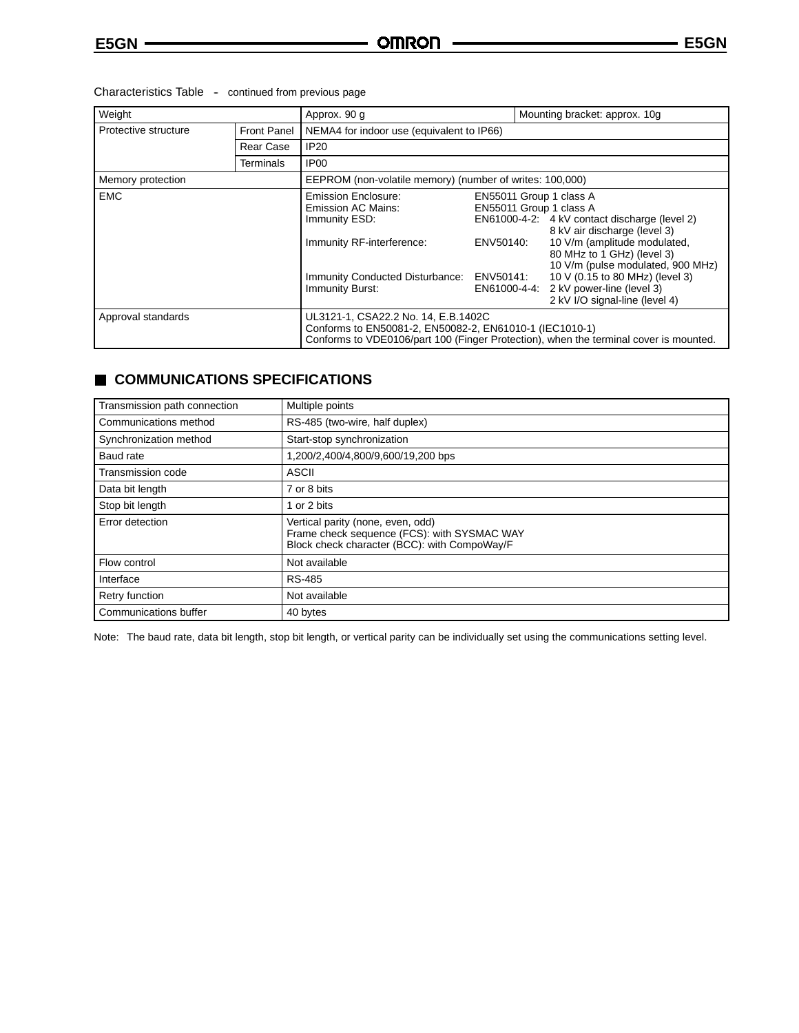Characteristics Table - continued from previous page

| Weight | | Approx. 90 g | Mounting bracket: approx. 10g |
|---|---|---|---|
| Protective structure | Front Panel | NEMA4 for indoor use (equivalent to IP66) | |
| | Rear Case | IP20 | |
| | Terminals | IP00 | |
| Memory protection | | EEPROM (non-volatile memory) (number of writes: 100,000) | |
| EMC | | Emission Enclosure: EN55011 Group 1 class A<br>Emission AC Mains: EN55011 Group 1 class A<br>Immunity ESD: EN61000-4-2: 4 kV contact discharge (level 2) 8 kV air discharge (level 3)<br>Immunity RF-interference: ENV50140: 10 V/m (amplitude modulated, 80 MHz to 1 GHz) (level 3) 10 V/m (pulse modulated, 900 MHz)<br>Immunity Conducted Disturbance: ENV50141: 10 V (0.15 to 80 MHz) (level 3)<br>Immunity Burst: EN61000-4-4: 2 kV power-line (level 3) 2 kV I/O signal-line (level 4) | |
| Approval standards | | UL3121-1, CSA22.2 No. 14, E.B.1402C<br>Conforms to EN50081-2, EN50082-2, EN61010-1 (IEC1010-1)<br>Conforms to VDE0106/part 100 (Finger Protection), when the terminal cover is mounted. | |

## COMMUNICATIONS SPECIFICATIONS

| Transmission path connection | Multiple points |
|---|---|
| Communications method | RS-485 (two-wire, half duplex) |
| Synchronization method | Start-stop synchronization |
| Baud rate | 1,200/2,400/4,800/9,600/19,200 bps |
| Transmission code | ASCII |
| Data bit length | 7 or 8 bits |
| Stop bit length | 1 or 2 bits |
| Error detection | Vertical parity (none, even, odd)<br>Frame check sequence (FCS): with SYSMAC WAY<br>Block check character (BCC): with CompoWay/F |
| Flow control | Not available |
| Interface | RS-485 |
| Retry function | Not available |
| Communications buffer | 40 bytes |

Note: The baud rate, data bit length, stop bit length, or vertical parity can be individually set using the communications setting level.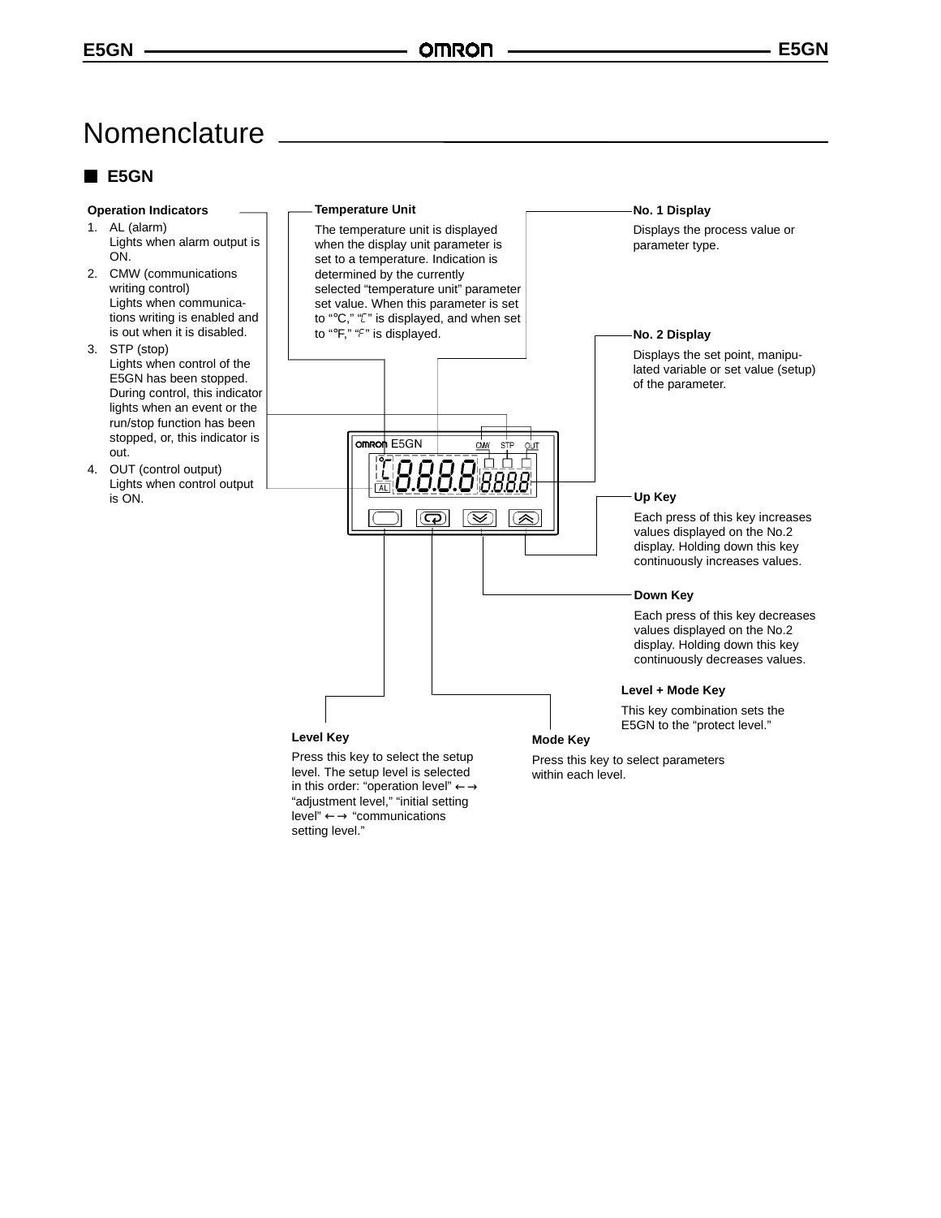# Nomenclature

## E5GN

**Operation Indicators**

1. AL (alarm)
   Lights when alarm output is ON.
2. CMW (communications writing control)
   Lights when communications writing is enabled and is out when it is disabled.
3. STP (stop)
   Lights when control of the E5GN has been stopped. During control, this indicator lights when an event or the run/stop function has been stopped, or, this indicator is out.
4. OUT (control output)
   Lights when control output is ON.

**Temperature Unit**

The temperature unit is displayed when the display unit parameter is set to a temperature. Indication is determined by the currently selected “temperature unit” parameter set value. When this parameter is set to “°C,” “C” is displayed, and when set to “°F,” “F” is displayed.

**No. 1 Display**

Displays the process value or parameter type.

**No. 2 Display**

Displays the set point, manipulated variable or set value (setup) of the parameter.

**Up Key**

Each press of this key increases values displayed on the No.2 display. Holding down this key continuously increases values.

**Down Key**

Each press of this key decreases values displayed on the No.2 display. Holding down this key continuously decreases values.

**Level + Mode Key**

This key combination sets the E5GN to the “protect level.”

**Level Key**

Press this key to select the setup level. The setup level is selected in this order: “operation level” ←→ “adjustment level,” “initial setting level” ←→ “communications setting level.”

**Mode Key**

Press this key to select parameters within each level.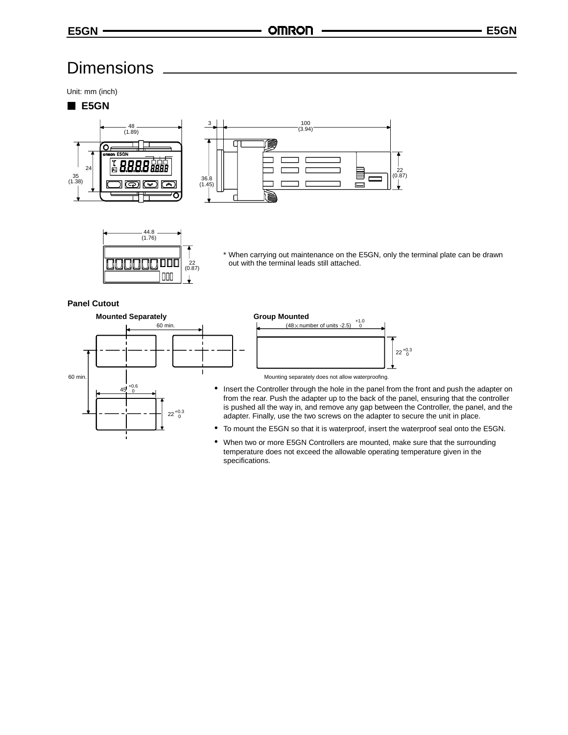# Dimensions

Unit: mm (inch)

## E5GN

48 (1.89)

24

35 (1.38)

3

100 (3.94)

36.8 (1.45)

22 (0.87)

44.8 (1.76)

22 (0.87)

* When carrying out maintenance on the E5GN, only the terminal plate can be drawn out with the terminal leads still attached.

### Panel Cutout

**Mounted Separately**

60 min.

60 min.

$45^{+0.6}_{0}$

$22^{+0.3}_{0}$

**Group Mounted**

$(48 \times \text{number of units } -2.5)^{+1.0}_{0}$

$22^{+0.3}_{0}$

Mounting separately does not allow waterproofing.

- Insert the Controller through the hole in the panel from the front and push the adapter on from the rear. Push the adapter up to the back of the panel, ensuring that the controller is pushed all the way in, and remove any gap between the Controller, the panel, and the adapter. Finally, use the two screws on the adapter to secure the unit in place.
- To mount the E5GN so that it is waterproof, insert the waterproof seal onto the E5GN.
- When two or more E5GN Controllers are mounted, make sure that the surrounding temperature does not exceed the allowable operating temperature given in the specifications.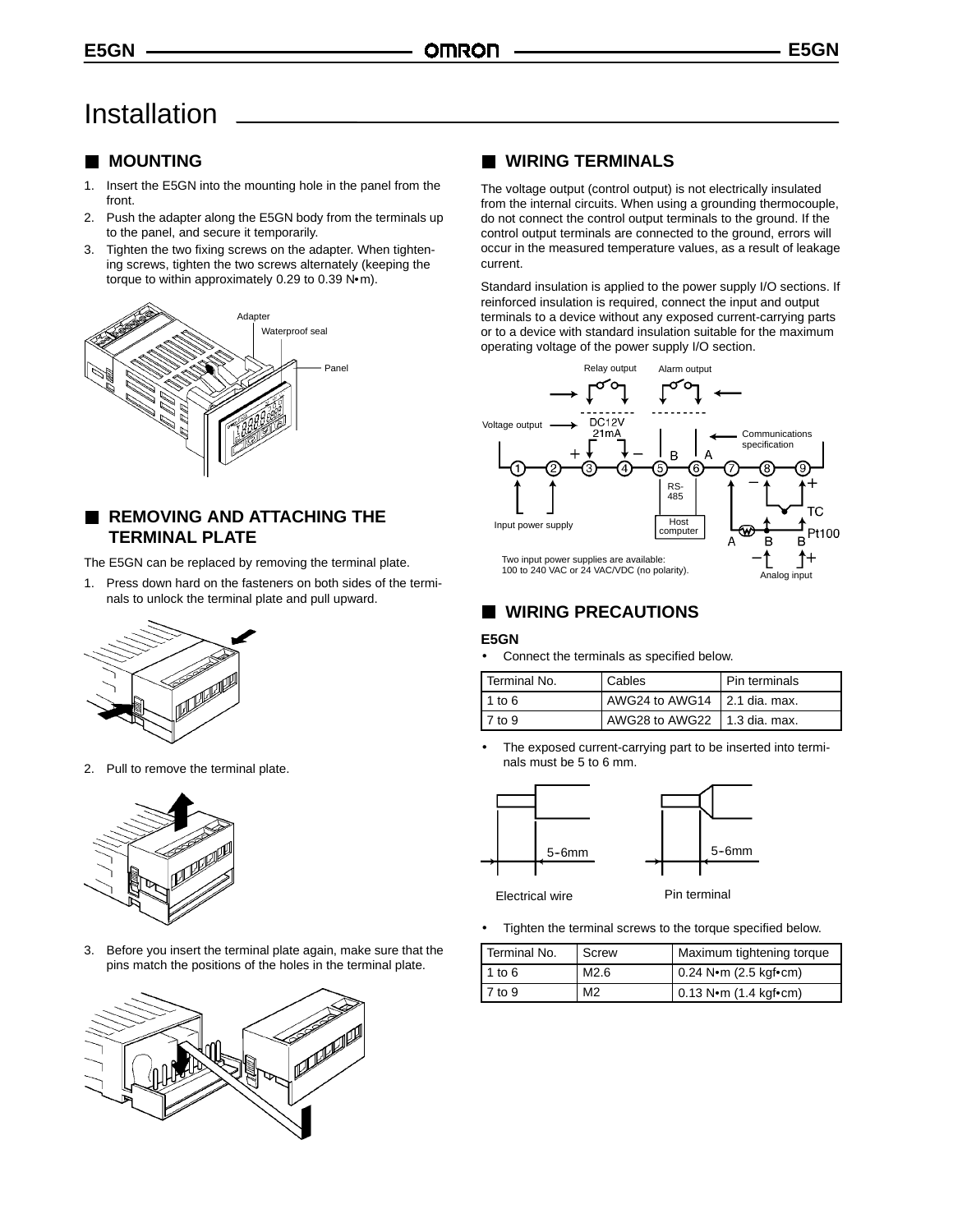# Installation

## MOUNTING

1. Insert the E5GN into the mounting hole in the panel from the front.
2. Push the adapter along the E5GN body from the terminals up to the panel, and secure it temporarily.
3. Tighten the two fixing screws on the adapter. When tightening screws, tighten the two screws alternately (keeping the torque to within approximately 0.29 to 0.39 N•m).

Adapter
Waterproof seal
Panel

## REMOVING AND ATTACHING THE TERMINAL PLATE

The E5GN can be replaced by removing the terminal plate.

1. Press down hard on the fasteners on both sides of the terminals to unlock the terminal plate and pull upward.
2. Pull to remove the terminal plate.
3. Before you insert the terminal plate again, make sure that the pins match the positions of the holes in the terminal plate.

## WIRING TERMINALS

The voltage output (control output) is not electrically insulated from the internal circuits. When using a grounding thermocouple, do not connect the control output terminals to the ground. If the control output terminals are connected to the ground, errors will occur in the measured temperature values, as a result of leakage current.

Standard insulation is applied to the power supply I/O sections. If reinforced insulation is required, connect the input and output terminals to a device without any exposed current-carrying parts or to a device with standard insulation suitable for the maximum operating voltage of the power supply I/O section.

Relay output
Alarm output
Voltage output
DC12V 21mA
Communications specification
RS-485
Host computer
Input power supply
TC
Pt100
Analog input

Two input power supplies are available: 100 to 240 VAC or 24 VAC/VDC (no polarity).

## WIRING PRECAUTIONS

### E5GN

- Connect the terminals as specified below.

| Terminal No. | Cables | Pin terminals |
|---|---|---|
| 1 to 6 | AWG24 to AWG14 | 2.1 dia. max. |
| 7 to 9 | AWG28 to AWG22 | 1.3 dia. max. |

- The exposed current-carrying part to be inserted into terminals must be 5 to 6 mm.

5-6mm
Electrical wire

5-6mm
Pin terminal

- Tighten the terminal screws to the torque specified below.

| Terminal No. | Screw | Maximum tightening torque |
|---|---|---|
| 1 to 6 | M2.6 | 0.24 N•m (2.5 kgf•cm) |
| 7 to 9 | M2 | 0.13 N•m (1.4 kgf•cm) |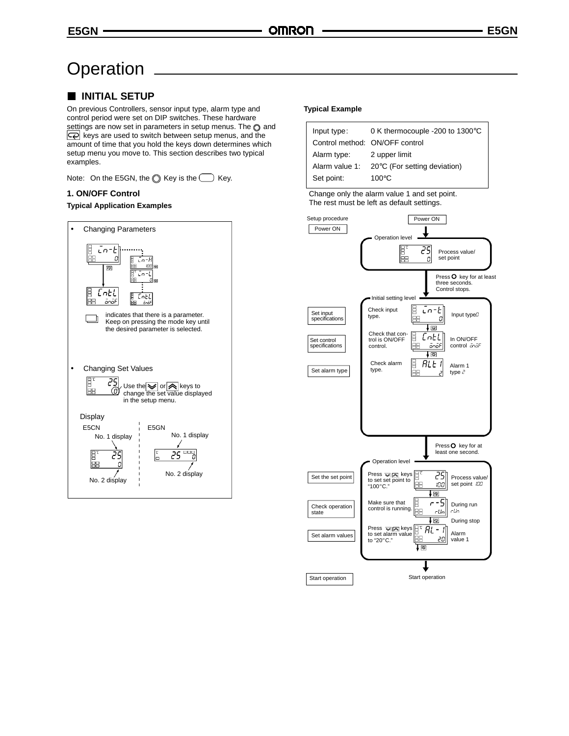# Operation

## ■ INITIAL SETUP

On previous Controllers, sensor input type, alarm type and control period were set on DIP switches. These hardware settings are now set in parameters in setup menus. The ◎ and ⟲ keys are used to switch between setup menus, and the amount of time that you hold the keys down determines which setup menu you move to. This section describes two typical examples.

Note: On the E5GN, the ◎ Key is the ◯ Key.

### 1. ON/OFF Control

**Typical Application Examples**

- Changing Parameters

in-t, in-H, in-L, CntL, onoF

indicates that there is a parameter. Keep on pressing the mode key until the desired parameter is selected.

- Changing Set Values

Use the ⋎ or ⋏ keys to change the set value displayed in the setup menu.

Display

E5CN: No. 1 display, No. 2 display

E5GN: No. 1 display, No. 2 display

**Typical Example**

| Input type: | 0 K thermocouple -200 to 1300°C |
|---|---|
| Control method: | ON/OFF control |
| Alarm type: | 2 upper limit |
| Alarm value 1: | 20°C (For setting deviation) |
| Set point: | 100°C |

Change only the alarm value 1 and set point. The rest must be left as default settings.

Setup procedure

Power ON

Operation level
- Process value/set point (25 / 0)

Press ◯ key for at least three seconds. Control stops.

Initial setting level
- Set input specifications: Check input type. (in-t / 0) Input type 0
- Set control specifications: Check that control is ON/OFF control. (CntL / onoF) In ON/OFF control onoF
- Set alarm type: Check alarm type. (ALt1 / 2) Alarm 1 type 2

Press ◯ key for at least one second.

Operation level
- Set the set point: Press ⋎ ⋏ keys to set set point to "100°C." (25 / 100) Process value/set point 100
- Check operation state: Make sure that control is running. (r-S / rUn) During run rUn, During stop
- Set alarm values: Press ⋎ ⋏ keys to set alarm value to "20°C." (AL-1 / 20) Alarm value 1

Start operation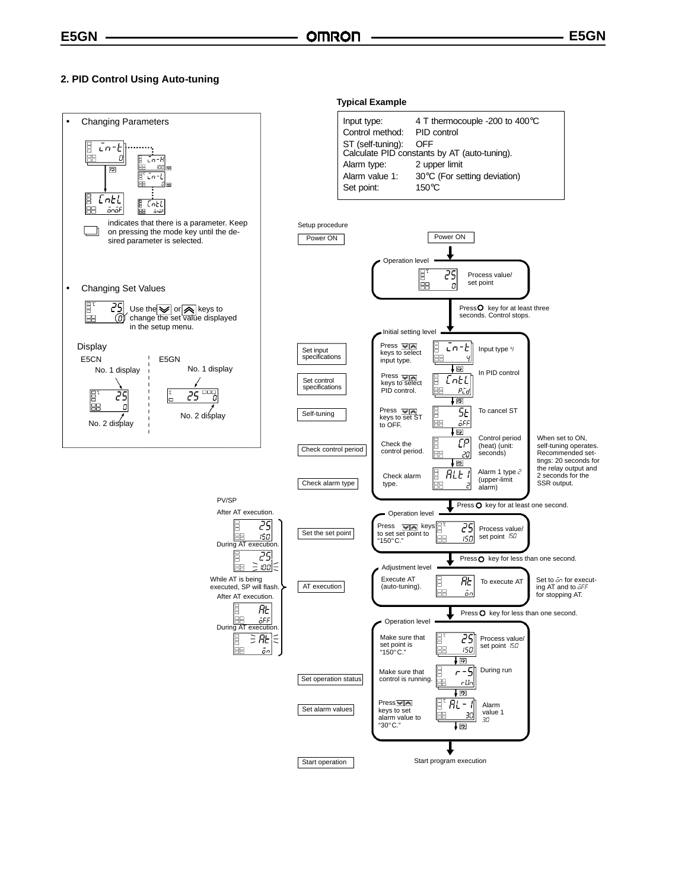## 2. PID Control Using Auto-tuning

- Changing Parameters

in-t → in-H (100) → in-L (0) → CntL (onoF) → CntL (onoF)

indicates that there is a parameter. Keep on pressing the mode key until the desired parameter is selected.

- Changing Set Values

Use the ≫ or ≪ keys to change the set value displayed in the setup menu.

Display

E5CN: No. 1 display, No. 2 display

E5GN: No. 1 display, No. 2 display

### Typical Example

| | |
|---|---|
| Input type: | 4 T thermocouple -200 to 400°C |
| Control method: | PID control |
| ST (self-tuning): | OFF |
| Calculate PID constants by AT (auto-tuning). | |
| Alarm type: | 2 upper limit |
| Alarm value 1: | 30°C (For setting deviation) |
| Set point: | 150°C |

Setup procedure

**Power ON** — Power ON

**Operation level**
- 25 / 0 — Process value/set point

Press O key for at least three seconds. Control stops.

**Initial setting level**
- Set input specifications — Press ≫≪ keys to select input type. — in-t / 4 — Input type 4
- Set control specifications — Press ≫≪ keys to select PID control. — CntL / Pid — In PID control
- Self-tuning — Press ≫≪ keys to set ST to OFF. — St / oFF — To cancel ST
- Check control period — Check the control period. — CP / 20 — Control period (heat) (unit: seconds) — When set to ON, self-tuning operates. Recommended settings: 20 seconds for the relay output and 2 seconds for the SSR output.
- Check alarm type — Check alarm type. — ALt1 / 2 — Alarm 1 type 2 (upper-limit alarm)

Press O key for at least one second.

**Operation level**
- Set the set point — Press ≫≪ keys to set set point to "150°C." — 25 / 150 — Process value/set point 150

Press O key for less than one second.

**Adjustment level**
- AT execution — Execute AT (auto-tuning). — At / on — To execute AT — Set to on for executing AT and to oFF for stopping AT.

PV/SP
- After AT execution: 25 / 150
- During AT execution: 25 / 100 (flashing)

While AT is being executed, SP will flash.
- After AT execution: At / oFF
- During AT execution: At / on (flashing)

Press O key for less than one second.

**Operation level**
- Make sure that set point is "150°C." — 25 / 150 — Process value/set point 150
- Set operation status — Make sure that control is running. — r-S / rUn — During run
- Set alarm values — Press ≫≪ keys to set alarm value to "30°C." — AL-1 / 30 — Alarm value 1 30

**Start operation** — Start program execution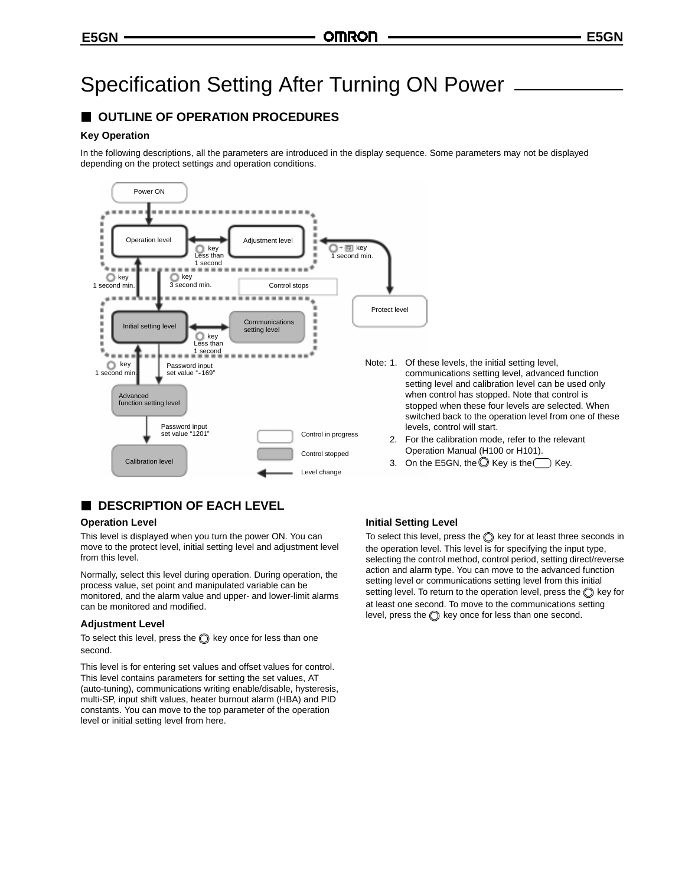# Specification Setting After Turning ON Power

## OUTLINE OF OPERATION PROCEDURES

### Key Operation

In the following descriptions, all the parameters are introduced in the display sequence. Some parameters may not be displayed depending on the protect settings and operation conditions.

Power ON

Operation level

Adjustment level

key Less than 1 second

+ key 1 second min.

key 1 second min.

key 3 second min.

Control stops

Protect level

Initial setting level

Communications setting level

key Less than 1 second

key 1 second min.

Password input set value "-169"

Advanced function setting level

Password input set value "1201"

Calibration level

Control in progress

Control stopped

Level change

Note: 1. Of these levels, the initial setting level, communications setting level, advanced function setting level and calibration level can be used only when control has stopped. Note that control is stopped when these four levels are selected. When switched back to the operation level from one of these levels, control will start.

2. For the calibration mode, refer to the relevant Operation Manual (H100 or H101).

3. On the E5GN, the ◎ Key is the ⬭ Key.

## DESCRIPTION OF EACH LEVEL

### Operation Level

This level is displayed when you turn the power ON. You can move to the protect level, initial setting level and adjustment level from this level.

Normally, select this level during operation. During operation, the process value, set point and manipulated variable can be monitored, and the alarm value and upper- and lower-limit alarms can be monitored and modified.

### Adjustment Level

To select this level, press the ◎ key once for less than one second.

This level is for entering set values and offset values for control. This level contains parameters for setting the set values, AT (auto-tuning), communications writing enable/disable, hysteresis, multi-SP, input shift values, heater burnout alarm (HBA) and PID constants. You can move to the top parameter of the operation level or initial setting level from here.

### Initial Setting Level

To select this level, press the ◎ key for at least three seconds in the operation level. This level is for specifying the input type, selecting the control method, control period, setting direct/reverse action and alarm type. You can move to the advanced function setting level or communications setting level from this initial setting level. To return to the operation level, press the ◎ key for at least one second. To move to the communications setting level, press the ◎ key once for less than one second.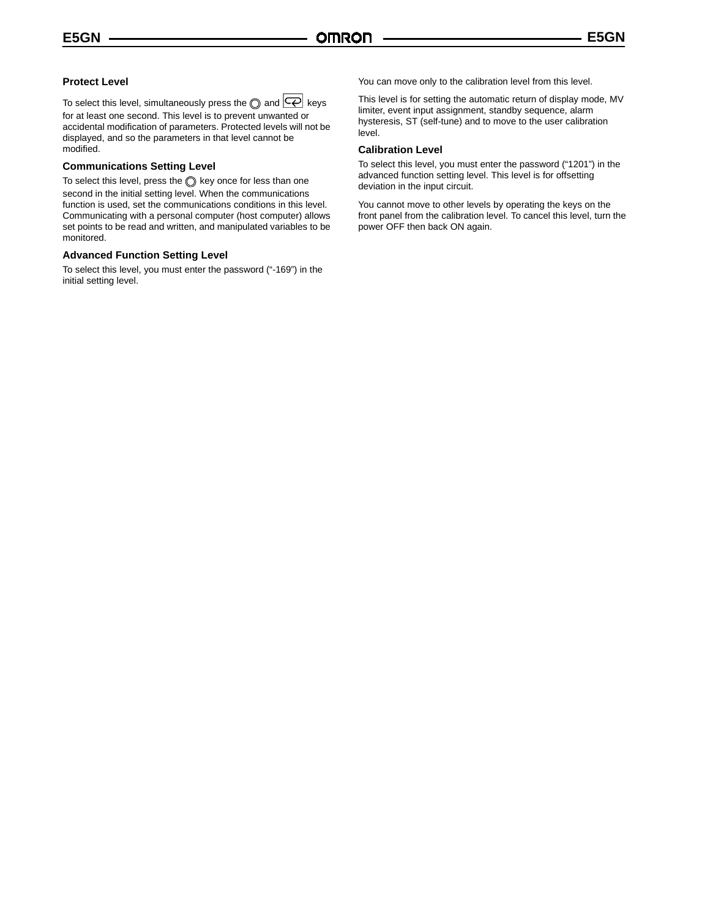### Protect Level

To select this level, simultaneously press the ◎ and ⮐ keys for at least one second. This level is to prevent unwanted or accidental modification of parameters. Protected levels will not be displayed, and so the parameters in that level cannot be modified.

### Communications Setting Level

To select this level, press the ◎ key once for less than one second in the initial setting level. When the communications function is used, set the communications conditions in this level. Communicating with a personal computer (host computer) allows set points to be read and written, and manipulated variables to be monitored.

### Advanced Function Setting Level

To select this level, you must enter the password ("-169") in the initial setting level.

You can move only to the calibration level from this level.

This level is for setting the automatic return of display mode, MV limiter, event input assignment, standby sequence, alarm hysteresis, ST (self-tune) and to move to the user calibration level.

### Calibration Level

To select this level, you must enter the password ("1201") in the advanced function setting level. This level is for offsetting deviation in the input circuit.

You cannot move to other levels by operating the keys on the front panel from the calibration level. To cancel this level, turn the power OFF then back ON again.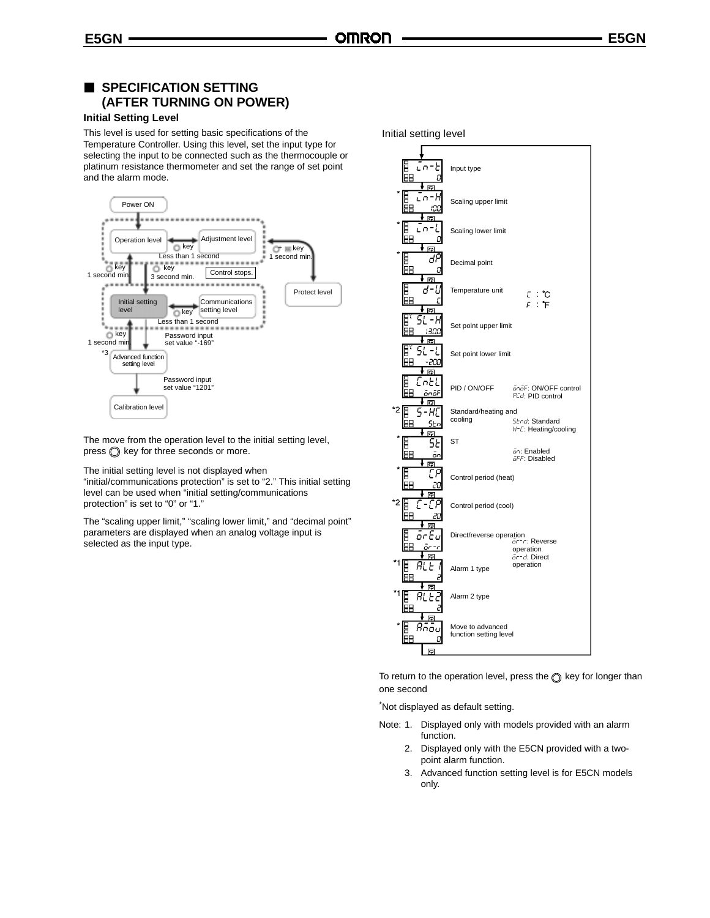## SPECIFICATION SETTING (AFTER TURNING ON POWER)

### Initial Setting Level

This level is used for setting basic specifications of the Temperature Controller. Using this level, set the input type for selecting the input to be connected such as the thermocouple or platinum resistance thermometer and set the range of set point and the alarm mode.

Power ON

Operation level — Adjustment level: key, Less than 1 second

Operation level → Protect level: + key, 1 second min.

Operation level ↔ Initial setting level: key 1 second min.; key 3 second min. (Control stops.)

Initial setting level — Communications setting level: key, Less than 1 second

Initial setting level → *3 Advanced function setting level: key 1 second min.; Password input set value "-169"

Advanced function setting level → Calibration level: Password input set value "1201"

The move from the operation level to the initial setting level, press key for three seconds or more.

The initial setting level is not displayed when "initial/communications protection" is set to "2." This initial setting level can be used when "initial setting/communications protection" is set to "0" or "1."

The "scaling upper limit," "scaling lower limit," and "decimal point" parameters are displayed when an analog voltage input is selected as the input type.

Initial setting level

| | Display | Parameter | Settings |
|---|---|---|---|
| | in-t / 0 | Input type | |
| * | in-H / 100 | Scaling upper limit | |
| * | in-L / 0 | Scaling lower limit | |
| * | dP / 0 | Decimal point | |
| | d-U / C | Temperature unit | C: °C, F: °F |
| | SL-H / 1300 | Set point upper limit | |
| | SL-L / -200 | Set point lower limit | |
| | CntL / onoF | PID / ON/OFF | onoF: ON/OFF control, PCd: PID control |
| *2 | S-HC / Stn | Standard/heating and cooling | Stnd: Standard, H-C: Heating/cooling |
| * | St / on | ST | on: Enabled, oFF: Disabled |
| * | CP / 20 | Control period (heat) | |
| *2 | C-CP / 20 | Control period (cool) | |
| | orEu / or-r | Direct/reverse operation | or-r: Reverse operation, or-d: Direct operation |
| *1 | ALt1 / 2 | Alarm 1 type | |
| *1 | ALt2 / 2 | Alarm 2 type | |
| * | Amov / 0 | Move to advanced function setting level | |

To return to the operation level, press the key for longer than one second

*Not displayed as default setting.

Note:
1. Displayed only with models provided with an alarm function.
2. Displayed only with the E5CN provided with a two-point alarm function.
3. Advanced function setting level is for E5CN models only.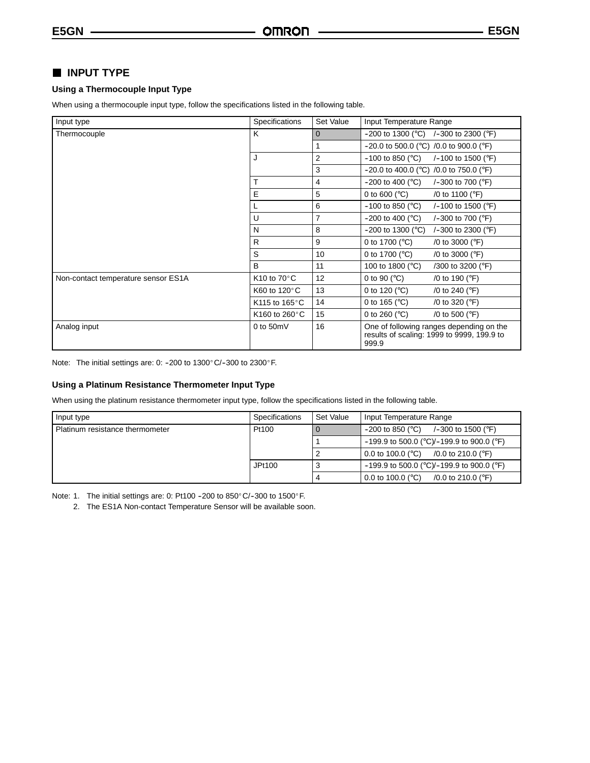## INPUT TYPE

### Using a Thermocouple Input Type

When using a thermocouple input type, follow the specifications listed in the following table.

| Input type | Specifications | Set Value | Input Temperature Range |
|---|---|---|---|
| Thermocouple | K | 0 | −200 to 1300 (°C) /−300 to 2300 (°F) |
| | | 1 | −20.0 to 500.0 (°C) /0.0 to 900.0 (°F) |
| | J | 2 | −100 to 850 (°C) /−100 to 1500 (°F) |
| | | 3 | −20.0 to 400.0 (°C) /0.0 to 750.0 (°F) |
| | T | 4 | −200 to 400 (°C) /−300 to 700 (°F) |
| | E | 5 | 0 to 600 (°C) /0 to 1100 (°F) |
| | L | 6 | −100 to 850 (°C) /−100 to 1500 (°F) |
| | U | 7 | −200 to 400 (°C) /−300 to 700 (°F) |
| | N | 8 | −200 to 1300 (°C) /−300 to 2300 (°F) |
| | R | 9 | 0 to 1700 (°C) /0 to 3000 (°F) |
| | S | 10 | 0 to 1700 (°C) /0 to 3000 (°F) |
| | B | 11 | 100 to 1800 (°C) /300 to 3200 (°F) |
| Non-contact temperature sensor ES1A | K10 to 70°C | 12 | 0 to 90 (°C) /0 to 190 (°F) |
| | K60 to 120°C | 13 | 0 to 120 (°C) /0 to 240 (°F) |
| | K115 to 165°C | 14 | 0 to 165 (°C) /0 to 320 (°F) |
| | K160 to 260°C | 15 | 0 to 260 (°C) /0 to 500 (°F) |
| Analog input | 0 to 50mV | 16 | One of following ranges depending on the results of scaling: 1999 to 9999, 199.9 to 999.9 |

Note: The initial settings are: 0: −200 to 1300°C/−300 to 2300°F.

### Using a Platinum Resistance Thermometer Input Type

When using the platinum resistance thermometer input type, follow the specifications listed in the following table.

| Input type | Specifications | Set Value | Input Temperature Range |
|---|---|---|---|
| Platinum resistance thermometer | Pt100 | 0 | −200 to 850 (°C) /−300 to 1500 (°F) |
| | | 1 | −199.9 to 500.0 (°C)/−199.9 to 900.0 (°F) |
| | | 2 | 0.0 to 100.0 (°C) /0.0 to 210.0 (°F) |
| | JPt100 | 3 | −199.9 to 500.0 (°C)/−199.9 to 900.0 (°F) |
| | | 4 | 0.0 to 100.0 (°C) /0.0 to 210.0 (°F) |

Note: 1. The initial settings are: 0: Pt100 −200 to 850°C/−300 to 1500°F.

2. The ES1A Non-contact Temperature Sensor will be available soon.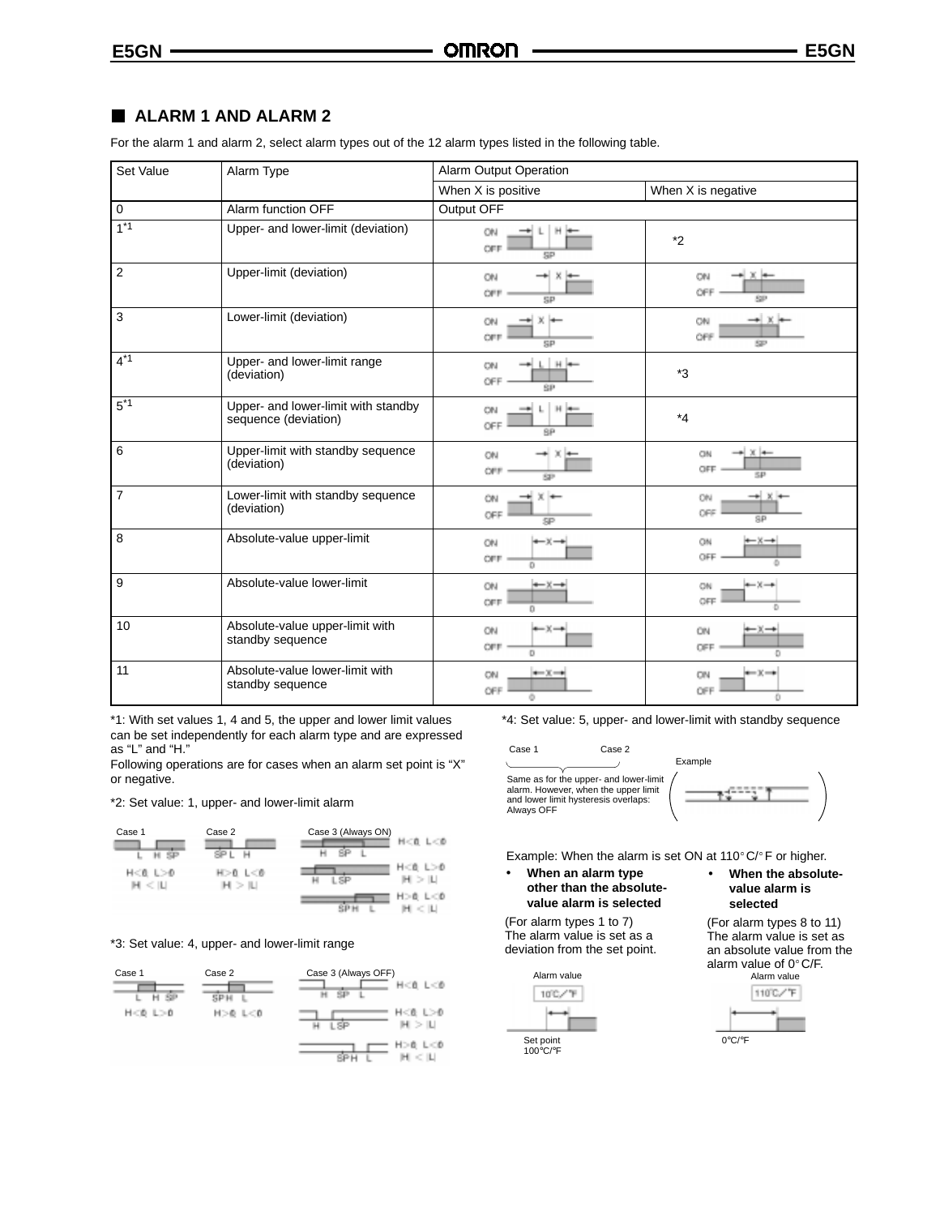## ALARM 1 AND ALARM 2

For the alarm 1 and alarm 2, select alarm types out of the 12 alarm types listed in the following table.

| Set Value | Alarm Type | Alarm Output Operation | |
|---|---|---|---|
| | | When X is positive | When X is negative |
| 0 | Alarm function OFF | Output OFF | |
| 1[*1] | Upper- and lower-limit (deviation) | | *2 |
| 2 | Upper-limit (deviation) | | |
| 3 | Lower-limit (deviation) | | |
| 4[*1] | Upper- and lower-limit range (deviation) | | *3 |
| 5[*1] | Upper- and lower-limit with standby sequence (deviation) | | *4 |
| 6 | Upper-limit with standby sequence (deviation) | | |
| 7 | Lower-limit with standby sequence (deviation) | | |
| 8 | Absolute-value upper-limit | | |
| 9 | Absolute-value lower-limit | | |
| 10 | Absolute-value upper-limit with standby sequence | | |
| 11 | Absolute-value lower-limit with standby sequence | | |

*1: With set values 1, 4 and 5, the upper and lower limit values can be set independently for each alarm type and are expressed as "L" and "H."

Following operations are for cases when an alarm set point is "X" or negative.

*2: Set value: 1, upper- and lower-limit alarm

Case 1: H<0, L>0, |H| < |L|
Case 2: H>0, L<0, |H| > |L|
Case 3 (Always ON): H<0, L<0; H<0, L>0, |H| > |L|; H>0, L<0, |H| < |L|

*3: Set value: 4, upper- and lower-limit range

Case 1: H<0, L>0
Case 2: H>0, L<0
Case 3 (Always OFF): H<0, L<0; H<0, L>0, |H| > |L|; H>0, L<0, |H| < |L|

*4: Set value: 5, upper- and lower-limit with standby sequence

Case 1, Case 2: Same as for the upper- and lower-limit alarm. However, when the upper limit and lower limit hysteresis overlaps: Always OFF

Example

Example: When the alarm is set ON at 110°C/°F or higher.

- **When an alarm type other than the absolute-value alarm is selected**

(For alarm types 1 to 7)
The alarm value is set as a deviation from the set point.

Alarm value: 10°C/°F
Set point 100°C/°F

- **When the absolute-value alarm is selected**

(For alarm types 8 to 11)
The alarm value is set as an absolute value from the alarm value of 0°C/F.

Alarm value: 110°C/°F
0°C/°F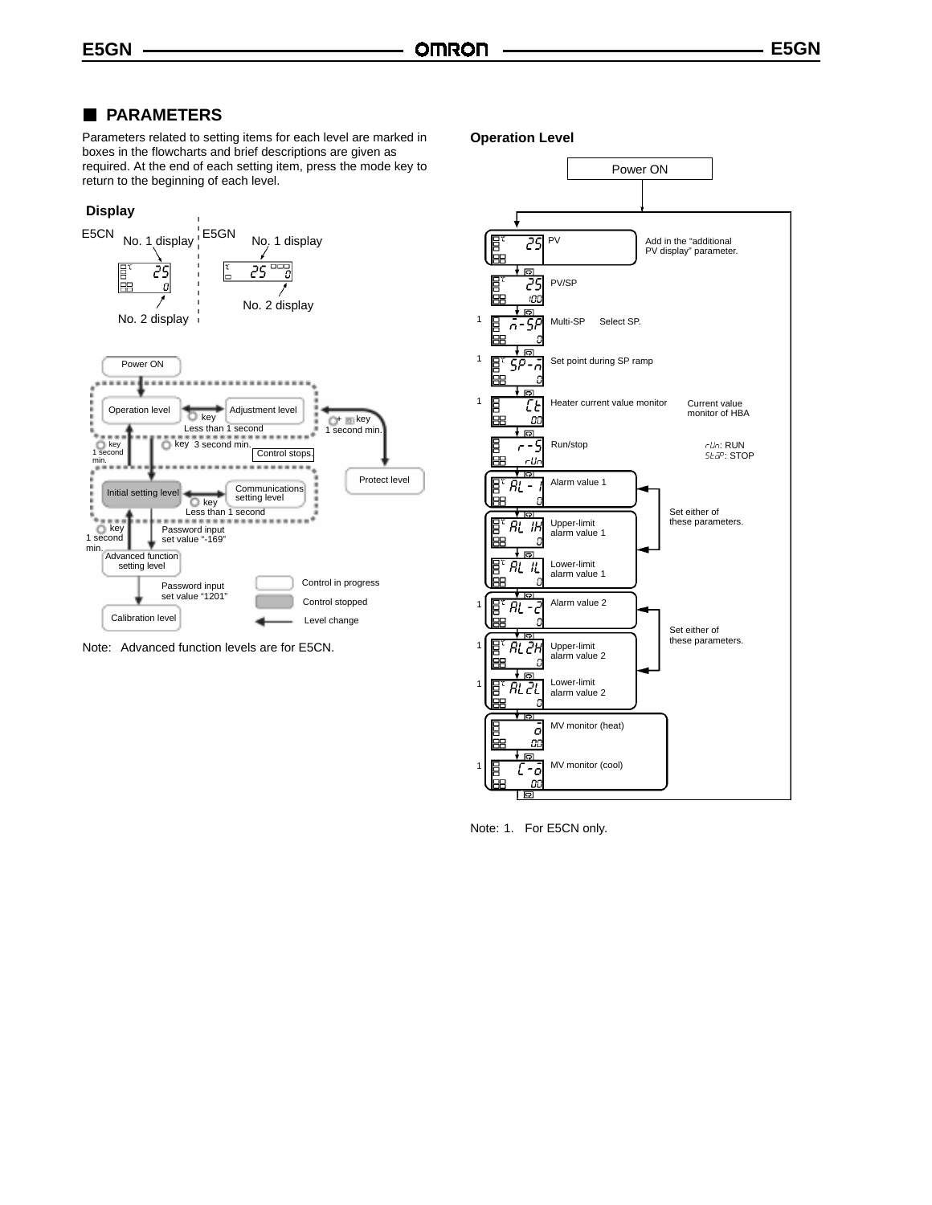## PARAMETERS

Parameters related to setting items for each level are marked in boxes in the flowcharts and brief descriptions are given as required. At the end of each setting item, press the mode key to return to the beginning of each level.

### Display

E5CN: No. 1 display, No. 2 display

E5GN: No. 1 display, No. 2 display

Power ON

Operation level ⟷ Adjustment level (key, Less than 1 second)

key 3 second min. — Control stops.

key 1 second min.

+ key 1 second min. → Protect level

Initial setting level ⟷ Communications setting level (key, Less than 1 second)

key 1 second min.

Password input set value "-169"

Advanced function setting level

Password input set value "1201"

Calibration level

Control in progress

Control stopped

Level change

Note: Advanced function levels are for E5CN.

### Operation Level

Power ON

- PV — Add in the "additional PV display" parameter.
- PV/SP
- Multi-SP (1) — Select SP.
- Set point during SP ramp (1)
- Heater current value monitor (1) — Current value monitor of HBA
- Run/stop — rUn: RUN, StoP: STOP
- Alarm value 1 — Set either of these parameters.
- Upper-limit alarm value 1
- Lower-limit alarm value 1
- Alarm value 2 (1) — Set either of these parameters.
- Upper-limit alarm value 2 (1)
- Lower-limit alarm value 2 (1)
- MV monitor (heat)
- MV monitor (cool) (1)

Note: 1. For E5CN only.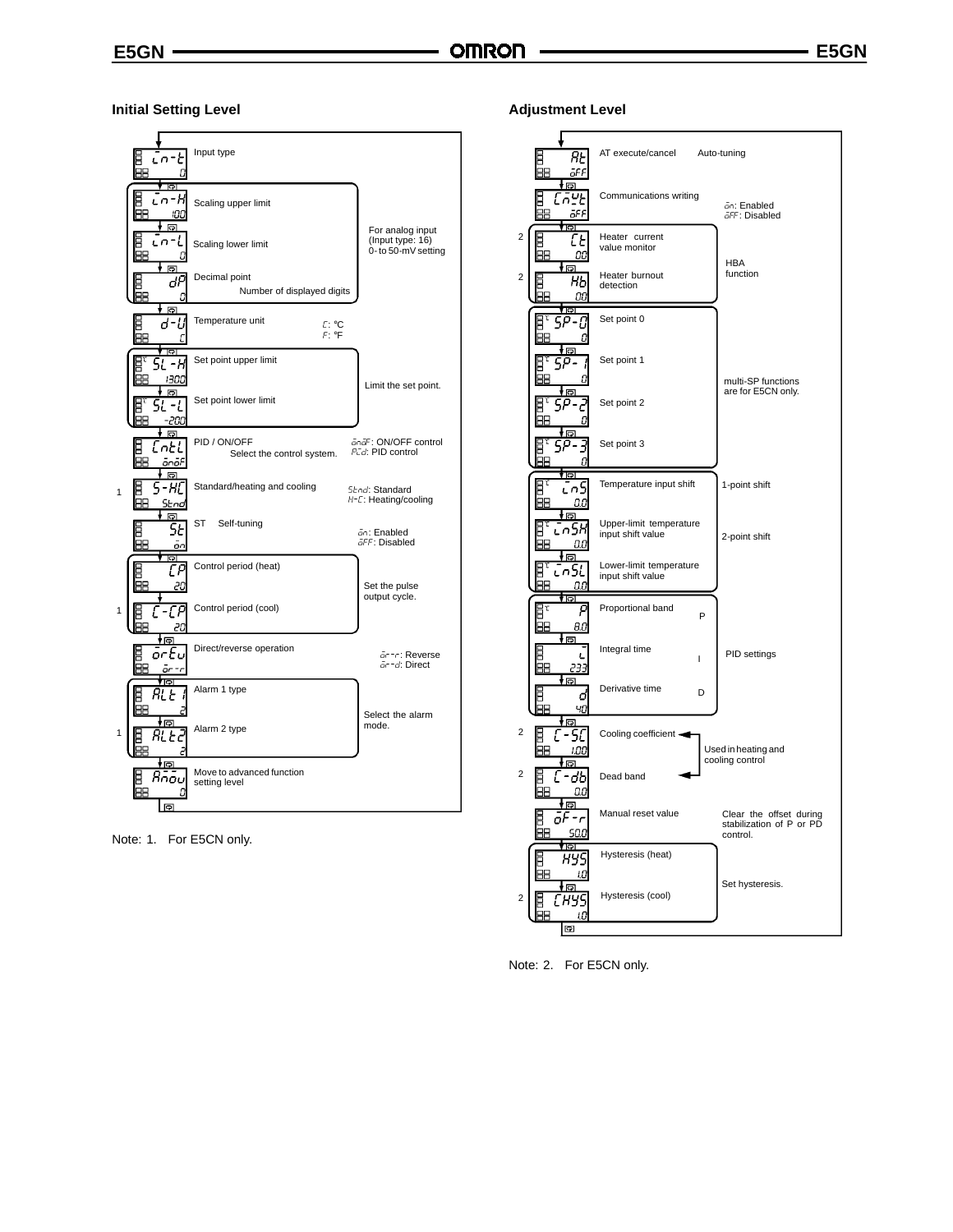## Initial Setting Level

| Display | Default | Parameter | Notes |
|---|---|---|---|
| in-t | 0 | Input type | |
| in-H | 100 | Scaling upper limit | For analog input (Input type: 16) 0- to 50-mV setting |
| in-L | 0 | Scaling lower limit | |
| dP | 0 | Decimal point — Number of displayed digits | |
| d-U | C | Temperature unit | C: °C; F: °F |
| SL-H | 1300 | Set point upper limit | Limit the set point. |
| SL-L | -200 | Set point lower limit | |
| CntL | onoF | PID / ON/OFF — Select the control system. | onoF: ON/OFF control; PId: PID control |
| S-HC (1) | Stnd | Standard/heating and cooling | Stnd: Standard; H-C: Heating/cooling |
| St | on | ST Self-tuning | on: Enabled; oFF: Disabled |
| CP | 20 | Control period (heat) | Set the pulse output cycle. |
| C-CP (1) | 20 | Control period (cool) | |
| orEv | or-r | Direct/reverse operation | or-r: Reverse; or-d: Direct |
| ALt1 | 2 | Alarm 1 type | Select the alarm mode. |
| ALt2 (1) | 2 | Alarm 2 type | |
| Amov | 0 | Move to advanced function setting level | |

Note: 1. For E5CN only.

## Adjustment Level

| Display | Default | Parameter | Notes |
|---|---|---|---|
| At | oFF | AT execute/cancel | Auto-tuning |
| CmWt | oFF | Communications writing | on: Enabled; oFF: Disabled |
| Ct (2) | 0.0 | Heater current value monitor | HBA function |
| Hb (2) | 0.0 | Heater burnout detection | |
| SP-0 | 0 | Set point 0 | multi-SP functions are for E5CN only. |
| SP-1 | 0 | Set point 1 | |
| SP-2 | 0 | Set point 2 | |
| SP-3 | 0 | Set point 3 | |
| inS | 0.0 | Temperature input shift | 1-point shift |
| inSH | 0.0 | Upper-limit temperature input shift value | 2-point shift |
| inSL | 0.0 | Lower-limit temperature input shift value | |
| P | 8.0 | Proportional band (P) | PID settings |
| i | 233 | Integral time (I) | |
| d | 40 | Derivative time (D) | |
| C-SC (2) | 1.00 | Cooling coefficient | Used in heating and cooling control |
| C-db (2) | 0.0 | Dead band | |
| oF-r | 50.0 | Manual reset value | Clear the offset during stabilization of P or PD control. |
| HYS | 1.0 | Hysteresis (heat) | Set hysteresis. |
| CHYS (2) | 1.0 | Hysteresis (cool) | |

Note: 2. For E5CN only.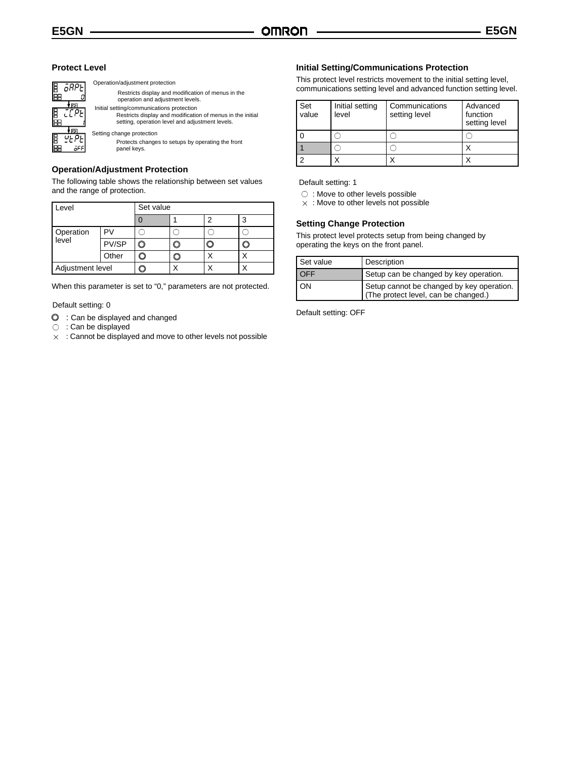### Protect Level

oAPt — Operation/adjustment protection
Restricts display and modification of menus in the operation and adjustment levels.

iCPt — Initial setting/communications protection
Restricts display and modification of menus in the initial setting, operation level and adjustment levels.

wtPt — Setting change protection
Protects changes to setups by operating the front panel keys.

### Operation/Adjustment Protection

The following table shows the relationship between set values and the range of protection.

| Level | | Set value | | | |
|---|---|---|---|---|---|
| | | 0 | 1 | 2 | 3 |
| Operation level | PV | ○ | ○ | ○ | ○ |
| | PV/SP | ◎ | ◎ | ◎ | ◎ |
| | Other | ◎ | ◎ | X | X |
| Adjustment level | | ◎ | X | X | X |

When this parameter is set to “0,” parameters are not protected.

Default setting: 0

◎ : Can be displayed and changed
○ : Can be displayed
× : Cannot be displayed and move to other levels not possible

### Initial Setting/Communications Protection

This protect level restricts movement to the initial setting level, communications setting level and advanced function setting level.

| Set value | Initial setting level | Communications setting level | Advanced function setting level |
|---|---|---|---|
| 0 | ○ | ○ | ○ |
| 1 | ○ | ○ | X |
| 2 | X | X | X |

Default setting: 1

○ : Move to other levels possible
× : Move to other levels not possible

### Setting Change Protection

This protect level protects setup from being changed by operating the keys on the front panel.

| Set value | Description |
|---|---|
| OFF | Setup can be changed by key operation. |
| ON | Setup cannot be changed by key operation. (The protect level, can be changed.) |

Default setting: OFF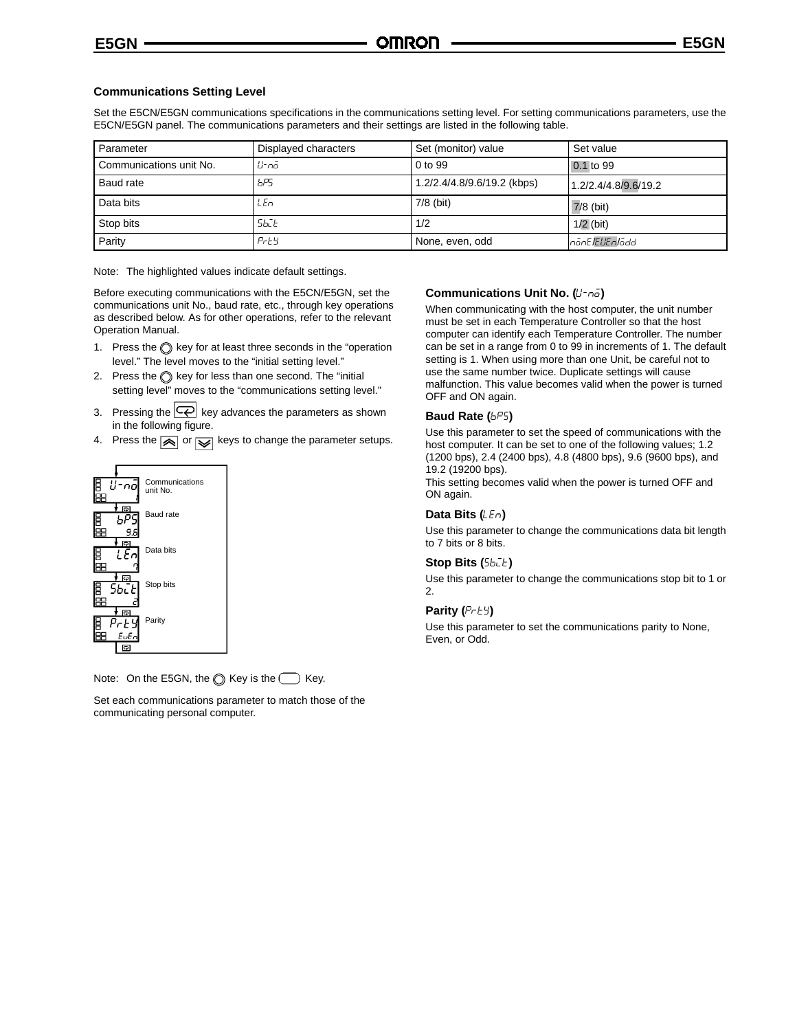### Communications Setting Level

Set the E5CN/E5GN communications specifications in the communications setting level. For setting communications parameters, use the E5CN/E5GN panel. The communications parameters and their settings are listed in the following table.

| Parameter | Displayed characters | Set (monitor) value | Set value |
|---|---|---|---|
| Communications unit No. | U-no | 0 to 99 | 0.1 to 99 |
| Baud rate | bPS | 1.2/2.4/4.8/9.6/19.2 (kbps) | 1.2/2.4/4.8/9.6/19.2 |
| Data bits | LEn | 7/8 (bit) | 7/8 (bit) |
| Stop bits | SbIt | 1/2 | 1/2 (bit) |
| Parity | PrtY | None, even, odd | nonE/EUEn/odd |

Note: The highlighted values indicate default settings.

Before executing communications with the E5CN/E5GN, set the communications unit No., baud rate, etc., through key operations as described below. As for other operations, refer to the relevant Operation Manual.

1. Press the ◎ key for at least three seconds in the "operation level." The level moves to the "initial setting level."
2. Press the ◎ key for less than one second. The "initial setting level" moves to the "communications setting level."
3. Pressing the ↩ key advances the parameters as shown in the following figure.
4. Press the ⋀ or ⋁ keys to change the parameter setups.

| Display | Value | Parameter |
|---|---|---|
| U-no | 1 | Communications unit No. |
| bPS | 9.6 | Baud rate |
| LEn | 7 | Data bits |
| SbIt | 2 | Stop bits |
| PrtY | EUEn | Parity |

Note: On the E5GN, the ◎ Key is the ▭ Key.

Set each communications parameter to match those of the communicating personal computer.

#### Communications Unit No. (U-no)

When communicating with the host computer, the unit number must be set in each Temperature Controller so that the host computer can identify each Temperature Controller. The number can be set in a range from 0 to 99 in increments of 1. The default setting is 1. When using more than one Unit, be careful not to use the same number twice. Duplicate settings will cause malfunction. This value becomes valid when the power is turned OFF and ON again.

#### Baud Rate (bPS)

Use this parameter to set the speed of communications with the host computer. It can be set to one of the following values; 1.2 (1200 bps), 2.4 (2400 bps), 4.8 (4800 bps), 9.6 (9600 bps), and 19.2 (19200 bps).

This setting becomes valid when the power is turned OFF and ON again.

#### Data Bits (LEn)

Use this parameter to change the communications data bit length to 7 bits or 8 bits.

#### Stop Bits (SbIt)

Use this parameter to change the communications stop bit to 1 or 2.

#### Parity (PrtY)

Use this parameter to set the communications parity to None, Even, or Odd.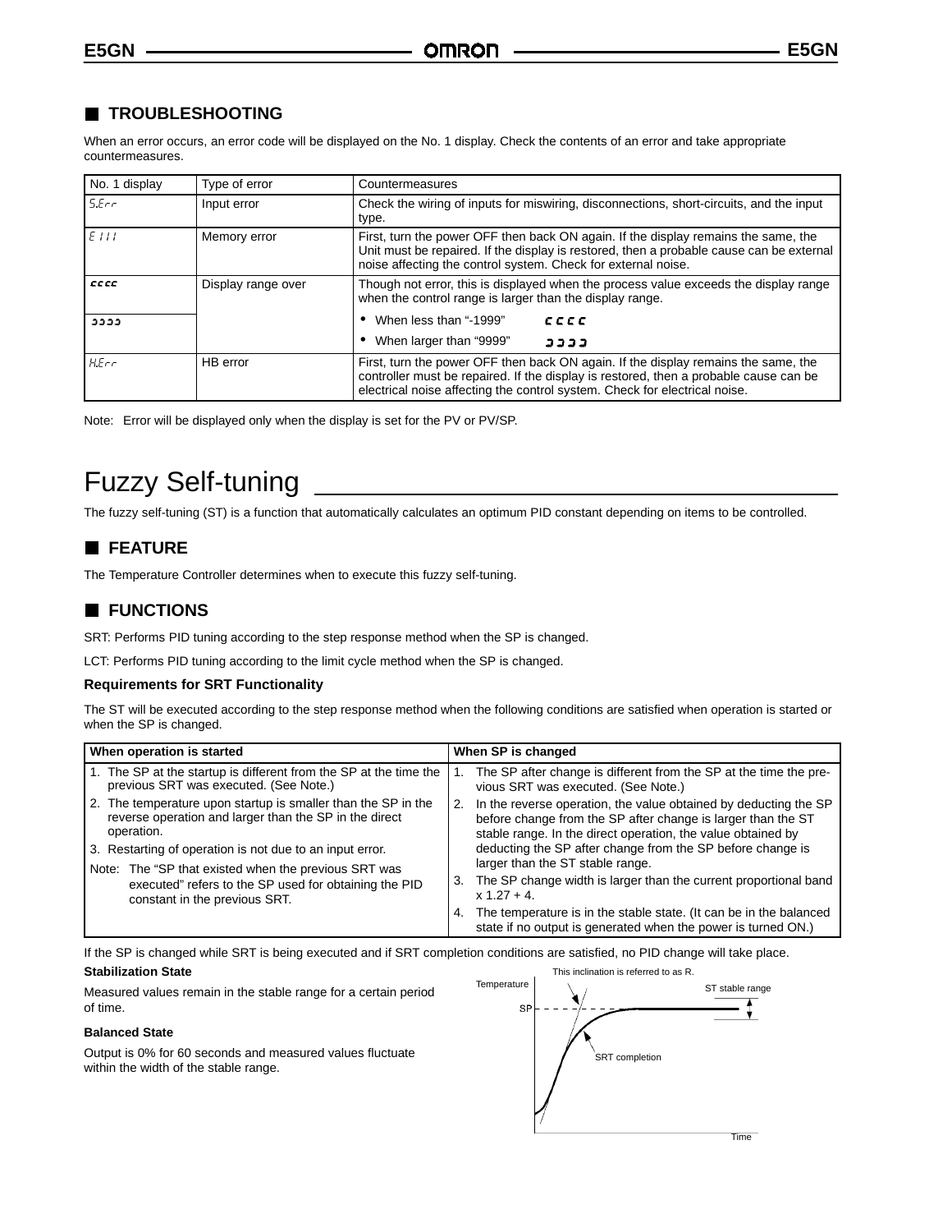## TROUBLESHOOTING

When an error occurs, an error code will be displayed on the No. 1 display. Check the contents of an error and take appropriate countermeasures.

| No. 1 display | Type of error | Countermeasures |
|---|---|---|
| S.Err | Input error | Check the wiring of inputs for miswiring, disconnections, short-circuits, and the input type. |
| E111 | Memory error | First, turn the power OFF then back ON again. If the display remains the same, the Unit must be repaired. If the display is restored, then a probable cause can be external noise affecting the control system. Check for external noise. |
| cccc | Display range over | Though not error, this is displayed when the process value exceeds the display range when the control range is larger than the display range. |
| ɔɔɔɔ | | • When less than "-1999" cccc<br>• When larger than "9999" ɔɔɔɔ |
| H.Err | HB error | First, turn the power OFF then back ON again. If the display remains the same, the controller must be repaired. If the display is restored, then a probable cause can be electrical noise affecting the control system. Check for electrical noise. |

Note: Error will be displayed only when the display is set for the PV or PV/SP.

# Fuzzy Self-tuning

The fuzzy self-tuning (ST) is a function that automatically calculates an optimum PID constant depending on items to be controlled.

## FEATURE

The Temperature Controller determines when to execute this fuzzy self-tuning.

## FUNCTIONS

SRT: Performs PID tuning according to the step response method when the SP is changed.

LCT: Performs PID tuning according to the limit cycle method when the SP is changed.

### Requirements for SRT Functionality

The ST will be executed according to the step response method when the following conditions are satisfied when operation is started or when the SP is changed.

| When operation is started | When SP is changed |
|---|---|
| 1. The SP at the startup is different from the SP at the time the previous SRT was executed. (See Note.)<br>2. The temperature upon startup is smaller than the SP in the reverse operation and larger than the SP in the direct operation.<br>3. Restarting of operation is not due to an input error.<br>Note: The "SP that existed when the previous SRT was executed" refers to the SP used for obtaining the PID constant in the previous SRT. | 1. The SP after change is different from the SP at the time the previous SRT was executed. (See Note.)<br>2. In the reverse operation, the value obtained by deducting the SP before change from the SP after change is larger than the ST stable range. In the direct operation, the value obtained by deducting the SP after change from the SP before change is larger than the ST stable range.<br>3. The SP change width is larger than the current proportional band x 1.27 + 4.<br>4. The temperature is in the stable state. (It can be in the balanced state if no output is generated when the power is turned ON.) |

If the SP is changed while SRT is being executed and if SRT completion conditions are satisfied, no PID change will take place.

**Stabilization State**

Measured values remain in the stable range for a certain period of time.

**Balanced State**

Output is 0% for 60 seconds and measured values fluctuate within the width of the stable range.

This inclination is referred to as R.
Temperature
SP
ST stable range
SRT completion
Time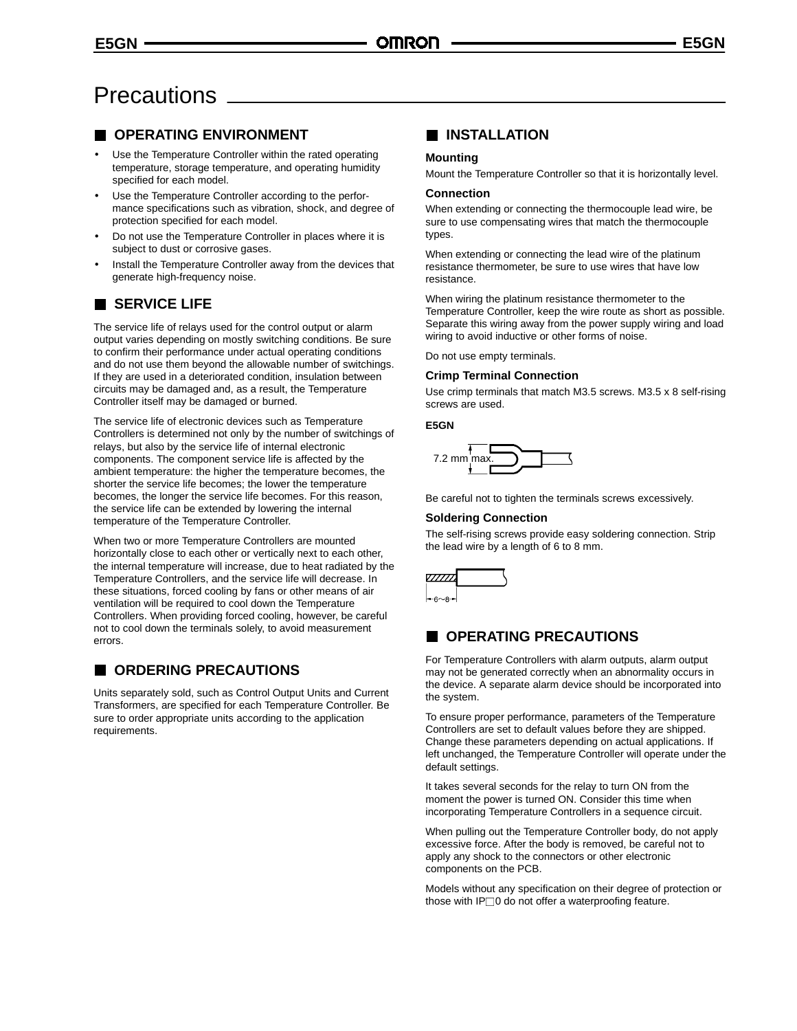# Precautions

## OPERATING ENVIRONMENT

- Use the Temperature Controller within the rated operating temperature, storage temperature, and operating humidity specified for each model.
- Use the Temperature Controller according to the performance specifications such as vibration, shock, and degree of protection specified for each model.
- Do not use the Temperature Controller in places where it is subject to dust or corrosive gases.
- Install the Temperature Controller away from the devices that generate high-frequency noise.

## SERVICE LIFE

The service life of relays used for the control output or alarm output varies depending on mostly switching conditions. Be sure to confirm their performance under actual operating conditions and do not use them beyond the allowable number of switchings. If they are used in a deteriorated condition, insulation between circuits may be damaged and, as a result, the Temperature Controller itself may be damaged or burned.

The service life of electronic devices such as Temperature Controllers is determined not only by the number of switchings of relays, but also by the service life of internal electronic components. The component service life is affected by the ambient temperature: the higher the temperature becomes, the shorter the service life becomes; the lower the temperature becomes, the longer the service life becomes. For this reason, the service life can be extended by lowering the internal temperature of the Temperature Controller.

When two or more Temperature Controllers are mounted horizontally close to each other or vertically next to each other, the internal temperature will increase, due to heat radiated by the Temperature Controllers, and the service life will decrease. In these situations, forced cooling by fans or other means of air ventilation will be required to cool down the Temperature Controllers. When providing forced cooling, however, be careful not to cool down the terminals solely, to avoid measurement errors.

## ORDERING PRECAUTIONS

Units separately sold, such as Control Output Units and Current Transformers, are specified for each Temperature Controller. Be sure to order appropriate units according to the application requirements.

## INSTALLATION

### Mounting

Mount the Temperature Controller so that it is horizontally level.

### Connection

When extending or connecting the thermocouple lead wire, be sure to use compensating wires that match the thermocouple types.

When extending or connecting the lead wire of the platinum resistance thermometer, be sure to use wires that have low resistance.

When wiring the platinum resistance thermometer to the Temperature Controller, keep the wire route as short as possible. Separate this wiring away from the power supply wiring and load wiring to avoid inductive or other forms of noise.

Do not use empty terminals.

### Crimp Terminal Connection

Use crimp terminals that match M3.5 screws. M3.5 x 8 self-rising screws are used.

**E5GN**

7.2 mm max.

Be careful not to tighten the terminals screws excessively.

### Soldering Connection

The self-rising screws provide easy soldering connection. Strip the lead wire by a length of 6 to 8 mm.

6~8

## OPERATING PRECAUTIONS

For Temperature Controllers with alarm outputs, alarm output may not be generated correctly when an abnormality occurs in the device. A separate alarm device should be incorporated into the system.

To ensure proper performance, parameters of the Temperature Controllers are set to default values before they are shipped. Change these parameters depending on actual applications. If left unchanged, the Temperature Controller will operate under the default settings.

It takes several seconds for the relay to turn ON from the moment the power is turned ON. Consider this time when incorporating Temperature Controllers in a sequence circuit.

When pulling out the Temperature Controller body, do not apply excessive force. After the body is removed, be careful not to apply any shock to the connectors or other electronic components on the PCB.

Models without any specification on their degree of protection or those with IP□0 do not offer a waterproofing feature.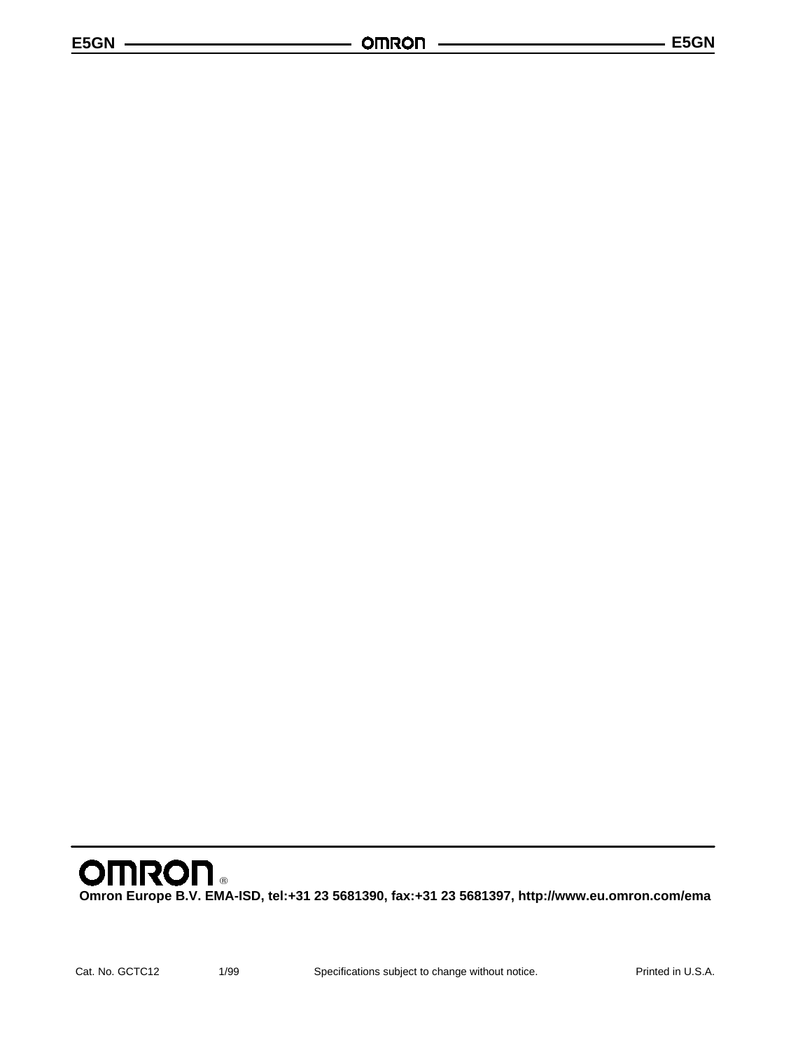**OMRON**®

**Omron Europe B.V. EMA-ISD, tel:+31 23 5681390, fax:+31 23 5681397, http://www.eu.omron.com/ema**

Cat. No. GCTC12 1/99 Specifications subject to change without notice. Printed in U.S.A.